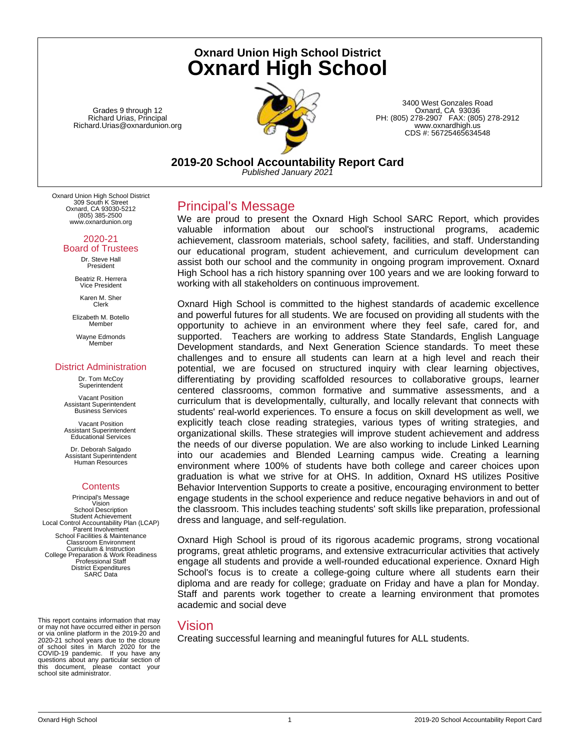# Oxnard Union High School District

# Oxnard High School

Grades 9 through 12
Richard Urias, Principal
Richard.Urias@oxnardunion.org

3400 West Gonzales Road
Oxnard, CA 93036
PH: (805) 278-2907 FAX: (805) 278-2912
www.oxnardhigh.us
CDS #: 56725465634548

## 2019-20 School Accountability Report Card

*Published January 2021*

Oxnard Union High School District
309 South K Street
Oxnard, CA 93030-5212
(805) 385-2500
www.oxnardunion.org

### 2020-21 Board of Trustees

Dr. Steve Hall
President

Beatriz R. Herrera
Vice President

Karen M. Sher
Clerk

Elizabeth M. Botello
Member

Wayne Edmonds
Member

### District Administration

Dr. Tom McCoy
Superintendent

Vacant Position
Assistant Superintendent
Business Services

Vacant Position
Assistant Superintendent
Educational Services

Dr. Deborah Salgado
Assistant Superintendent
Human Resources

### Contents

Principal's Message
Vision
School Description
Student Achievement
Local Control Accountability Plan (LCAP)
Parent Involvement
School Facilities & Maintenance
Classroom Environment
Curriculum & Instruction
College Preparation & Work Readiness
Professional Staff
District Expenditures
SARC Data

This report contains information that may or may not have occurred either in person or via online platform in the 2019-20 and 2020-21 school years due to the closure of school sites in March 2020 for the COVID-19 pandemic. If you have any questions about any particular section of this document, please contact your school site administrator.

## Principal's Message

We are proud to present the Oxnard High School SARC Report, which provides valuable information about our school's instructional programs, academic achievement, classroom materials, school safety, facilities, and staff. Understanding our educational program, student achievement, and curriculum development can assist both our school and the community in ongoing program improvement. Oxnard High School has a rich history spanning over 100 years and we are looking forward to working with all stakeholders on continuous improvement.

Oxnard High School is committed to the highest standards of academic excellence and powerful futures for all students. We are focused on providing all students with the opportunity to achieve in an environment where they feel safe, cared for, and supported. Teachers are working to address State Standards, English Language Development standards, and Next Generation Science standards. To meet these challenges and to ensure all students can learn at a high level and reach their potential, we are focused on structured inquiry with clear learning objectives, differentiating by providing scaffolded resources to collaborative groups, learner centered classrooms, common formative and summative assessments, and a curriculum that is developmentally, culturally, and locally relevant that connects with students' real-world experiences. To ensure a focus on skill development as well, we explicitly teach close reading strategies, various types of writing strategies, and organizational skills. These strategies will improve student achievement and address the needs of our diverse population. We are also working to include Linked Learning into our academies and Blended Learning campus wide. Creating a learning environment where 100% of students have both college and career choices upon graduation is what we strive for at OHS. In addition, Oxnard HS utilizes Positive Behavior Intervention Supports to create a positive, encouraging environment to better engage students in the school experience and reduce negative behaviors in and out of the classroom. This includes teaching students' soft skills like preparation, professional dress and language, and self-regulation.

Oxnard High School is proud of its rigorous academic programs, strong vocational programs, great athletic programs, and extensive extracurricular activities that actively engage all students and provide a well-rounded educational experience. Oxnard High School's focus is to create a college-going culture where all students earn their diploma and are ready for college; graduate on Friday and have a plan for Monday. Staff and parents work together to create a learning environment that promotes academic and social deve

## Vision

Creating successful learning and meaningful futures for ALL students.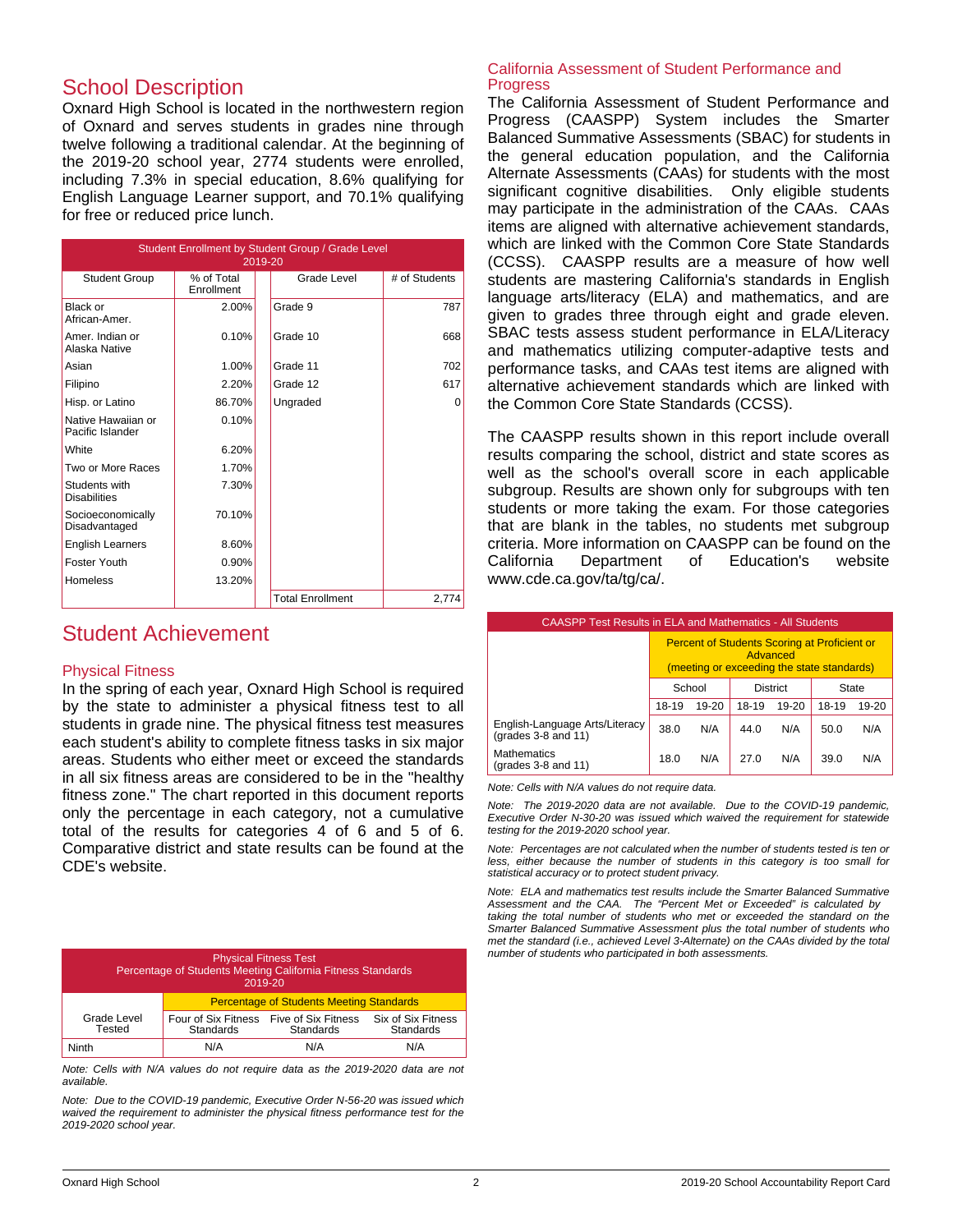## School Description

Oxnard High School is located in the northwestern region of Oxnard and serves students in grades nine through twelve following a traditional calendar. At the beginning of the 2019-20 school year, 2774 students were enrolled, including 7.3% in special education, 8.6% qualifying for English Language Learner support, and 70.1% qualifying for free or reduced price lunch.

| Student Enrollment by Student Group / Grade Level 2019-20 | | | |
|---|---|---|---|
| Student Group | % of Total Enrollment | Grade Level | # of Students |
| Black or African-Amer. | 2.00% | Grade 9 | 787 |
| Amer. Indian or Alaska Native | 0.10% | Grade 10 | 668 |
| Asian | 1.00% | Grade 11 | 702 |
| Filipino | 2.20% | Grade 12 | 617 |
| Hisp. or Latino | 86.70% | Ungraded | 0 |
| Native Hawaiian or Pacific Islander | 0.10% | | |
| White | 6.20% | | |
| Two or More Races | 1.70% | | |
| Students with Disabilities | 7.30% | | |
| Socioeconomically Disadvantaged | 70.10% | | |
| English Learners | 8.60% | | |
| Foster Youth | 0.90% | | |
| Homeless | 13.20% | | |
| | | Total Enrollment | 2,774 |

## Student Achievement

### Physical Fitness

In the spring of each year, Oxnard High School is required by the state to administer a physical fitness test to all students in grade nine. The physical fitness test measures each student's ability to complete fitness tasks in six major areas. Students who either meet or exceed the standards in all six fitness areas are considered to be in the "healthy fitness zone." The chart reported in this document reports only the percentage in each category, not a cumulative total of the results for categories 4 of 6 and 5 of 6. Comparative district and state results can be found at the CDE's website.

| Physical Fitness Test Percentage of Students Meeting California Fitness Standards 2019-20 | | | |
|---|---|---|---|
| | Percentage of Students Meeting Standards | | |
| Grade Level Tested | Four of Six Fitness Standards | Five of Six Fitness Standards | Six of Six Fitness Standards |
| Ninth | N/A | N/A | N/A |

*Note: Cells with N/A values do not require data as the 2019-2020 data are not available.*

*Note: Due to the COVID-19 pandemic, Executive Order N-56-20 was issued which waived the requirement to administer the physical fitness performance test for the 2019-2020 school year.*

### California Assessment of Student Performance and Progress

The California Assessment of Student Performance and Progress (CAASPP) System includes the Smarter Balanced Summative Assessments (SBAC) for students in the general education population, and the California Alternate Assessments (CAAs) for students with the most significant cognitive disabilities. Only eligible students may participate in the administration of the CAAs. CAAs items are aligned with alternative achievement standards, which are linked with the Common Core State Standards (CCSS). CAASPP results are a measure of how well students are mastering California's standards in English language arts/literacy (ELA) and mathematics, and are given to grades three through eight and grade eleven. SBAC tests assess student performance in ELA/Literacy and mathematics utilizing computer-adaptive tests and performance tasks, and CAAs test items are aligned with alternative achievement standards which are linked with the Common Core State Standards (CCSS).

The CAASPP results shown in this report include overall results comparing the school, district and state scores as well as the school's overall score in each applicable subgroup. Results are shown only for subgroups with ten students or more taking the exam. For those categories that are blank in the tables, no students met subgroup criteria. More information on CAASPP can be found on the California Department of Education's website www.cde.ca.gov/ta/tg/ca/.

| CAASPP Test Results in ELA and Mathematics - All Students | | | | | | |
|---|---|---|---|---|---|---|
| | Percent of Students Scoring at Proficient or Advanced (meeting or exceeding the state standards) | | | | | |
| | School | | District | | State | |
| | 18-19 | 19-20 | 18-19 | 19-20 | 18-19 | 19-20 |
| English-Language Arts/Literacy (grades 3-8 and 11) | 38.0 | N/A | 44.0 | N/A | 50.0 | N/A |
| Mathematics (grades 3-8 and 11) | 18.0 | N/A | 27.0 | N/A | 39.0 | N/A |

*Note: Cells with N/A values do not require data.*

*Note: The 2019-2020 data are not available. Due to the COVID-19 pandemic, Executive Order N-30-20 was issued which waived the requirement for statewide testing for the 2019-2020 school year.*

*Note: Percentages are not calculated when the number of students tested is ten or less, either because the number of students in this category is too small for statistical accuracy or to protect student privacy.*

*Note: ELA and mathematics test results include the Smarter Balanced Summative Assessment and the CAA. The "Percent Met or Exceeded" is calculated by taking the total number of students who met or exceeded the standard on the Smarter Balanced Summative Assessment plus the total number of students who met the standard (i.e., achieved Level 3-Alternate) on the CAAs divided by the total number of students who participated in both assessments.*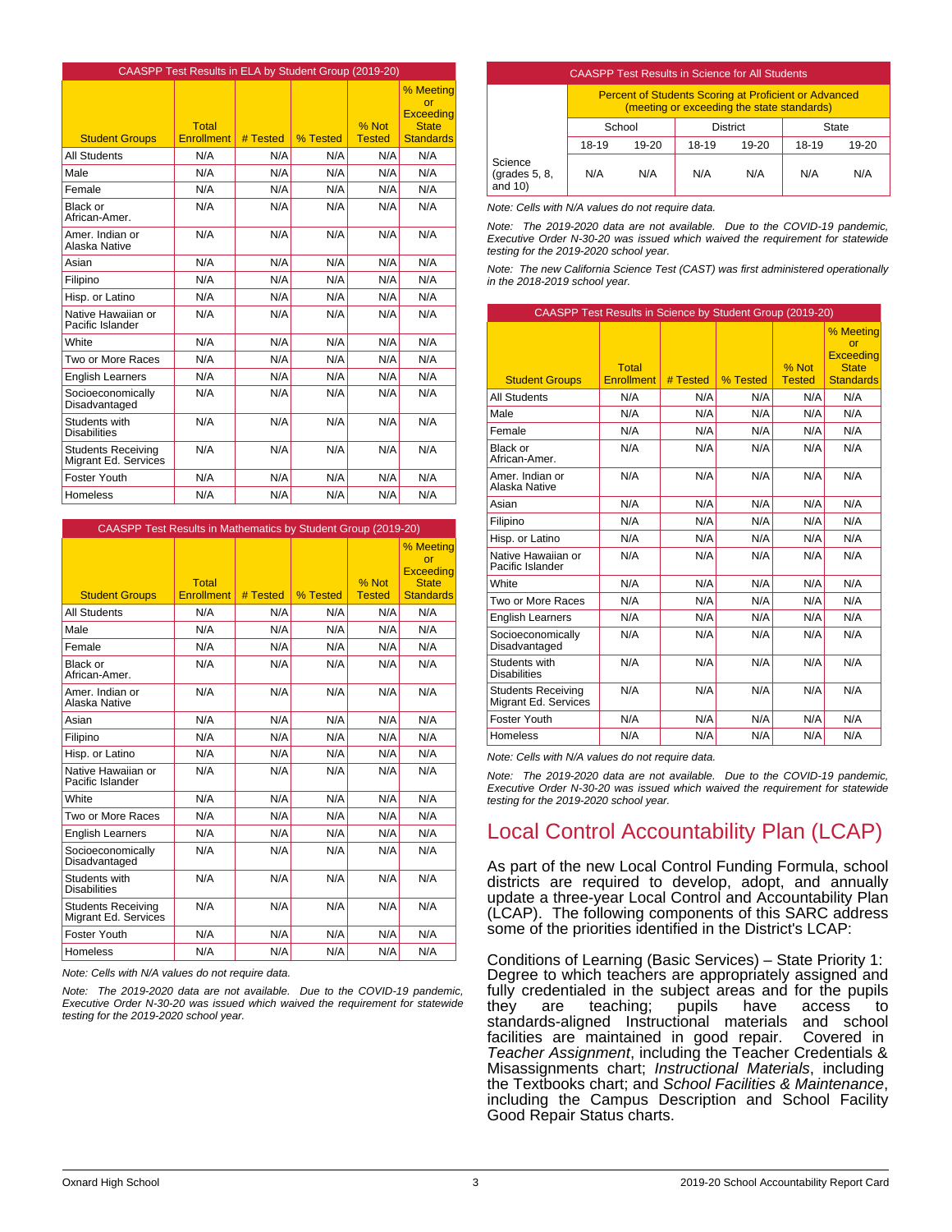| CAASPP Test Results in ELA by Student Group (2019-20) | | | | | |
|---|---|---|---|---|---|
| Student Groups | Total Enrollment | # Tested | % Tested | % Not Tested | % Meeting or Exceeding State Standards |
| All Students | N/A | N/A | N/A | N/A | N/A |
| Male | N/A | N/A | N/A | N/A | N/A |
| Female | N/A | N/A | N/A | N/A | N/A |
| Black or African-Amer. | N/A | N/A | N/A | N/A | N/A |
| Amer. Indian or Alaska Native | N/A | N/A | N/A | N/A | N/A |
| Asian | N/A | N/A | N/A | N/A | N/A |
| Filipino | N/A | N/A | N/A | N/A | N/A |
| Hisp. or Latino | N/A | N/A | N/A | N/A | N/A |
| Native Hawaiian or Pacific Islander | N/A | N/A | N/A | N/A | N/A |
| White | N/A | N/A | N/A | N/A | N/A |
| Two or More Races | N/A | N/A | N/A | N/A | N/A |
| English Learners | N/A | N/A | N/A | N/A | N/A |
| Socioeconomically Disadvantaged | N/A | N/A | N/A | N/A | N/A |
| Students with Disabilities | N/A | N/A | N/A | N/A | N/A |
| Students Receiving Migrant Ed. Services | N/A | N/A | N/A | N/A | N/A |
| Foster Youth | N/A | N/A | N/A | N/A | N/A |
| Homeless | N/A | N/A | N/A | N/A | N/A |

| CAASPP Test Results in Mathematics by Student Group (2019-20) | | | | | |
|---|---|---|---|---|---|
| Student Groups | Total Enrollment | # Tested | % Tested | % Not Tested | % Meeting or Exceeding State Standards |
| All Students | N/A | N/A | N/A | N/A | N/A |
| Male | N/A | N/A | N/A | N/A | N/A |
| Female | N/A | N/A | N/A | N/A | N/A |
| Black or African-Amer. | N/A | N/A | N/A | N/A | N/A |
| Amer. Indian or Alaska Native | N/A | N/A | N/A | N/A | N/A |
| Asian | N/A | N/A | N/A | N/A | N/A |
| Filipino | N/A | N/A | N/A | N/A | N/A |
| Hisp. or Latino | N/A | N/A | N/A | N/A | N/A |
| Native Hawaiian or Pacific Islander | N/A | N/A | N/A | N/A | N/A |
| White | N/A | N/A | N/A | N/A | N/A |
| Two or More Races | N/A | N/A | N/A | N/A | N/A |
| English Learners | N/A | N/A | N/A | N/A | N/A |
| Socioeconomically Disadvantaged | N/A | N/A | N/A | N/A | N/A |
| Students with Disabilities | N/A | N/A | N/A | N/A | N/A |
| Students Receiving Migrant Ed. Services | N/A | N/A | N/A | N/A | N/A |
| Foster Youth | N/A | N/A | N/A | N/A | N/A |
| Homeless | N/A | N/A | N/A | N/A | N/A |

*Note: Cells with N/A values do not require data.*

*Note: The 2019-2020 data are not available. Due to the COVID-19 pandemic, Executive Order N-30-20 was issued which waived the requirement for statewide testing for the 2019-2020 school year.*

| CAASPP Test Results in Science for All Students | | | | | | |
|---|---|---|---|---|---|---|
| | Percent of Students Scoring at Proficient or Advanced (meeting or exceeding the state standards) | | | | | |
| | School | | District | | State | |
| | 18-19 | 19-20 | 18-19 | 19-20 | 18-19 | 19-20 |
| Science (grades 5, 8, and 10) | N/A | N/A | N/A | N/A | N/A | N/A |

*Note: Cells with N/A values do not require data.*

*Note: The 2019-2020 data are not available. Due to the COVID-19 pandemic, Executive Order N-30-20 was issued which waived the requirement for statewide testing for the 2019-2020 school year.*

*Note: The new California Science Test (CAST) was first administered operationally in the 2018-2019 school year.*

| CAASPP Test Results in Science by Student Group (2019-20) | | | | | |
|---|---|---|---|---|---|
| Student Groups | Total Enrollment | # Tested | % Tested | % Not Tested | % Meeting or Exceeding State Standards |
| All Students | N/A | N/A | N/A | N/A | N/A |
| Male | N/A | N/A | N/A | N/A | N/A |
| Female | N/A | N/A | N/A | N/A | N/A |
| Black or African-Amer. | N/A | N/A | N/A | N/A | N/A |
| Amer. Indian or Alaska Native | N/A | N/A | N/A | N/A | N/A |
| Asian | N/A | N/A | N/A | N/A | N/A |
| Filipino | N/A | N/A | N/A | N/A | N/A |
| Hisp. or Latino | N/A | N/A | N/A | N/A | N/A |
| Native Hawaiian or Pacific Islander | N/A | N/A | N/A | N/A | N/A |
| White | N/A | N/A | N/A | N/A | N/A |
| Two or More Races | N/A | N/A | N/A | N/A | N/A |
| English Learners | N/A | N/A | N/A | N/A | N/A |
| Socioeconomically Disadvantaged | N/A | N/A | N/A | N/A | N/A |
| Students with Disabilities | N/A | N/A | N/A | N/A | N/A |
| Students Receiving Migrant Ed. Services | N/A | N/A | N/A | N/A | N/A |
| Foster Youth | N/A | N/A | N/A | N/A | N/A |
| Homeless | N/A | N/A | N/A | N/A | N/A |

*Note: Cells with N/A values do not require data.*

*Note: The 2019-2020 data are not available. Due to the COVID-19 pandemic, Executive Order N-30-20 was issued which waived the requirement for statewide testing for the 2019-2020 school year.*

# Local Control Accountability Plan (LCAP)

As part of the new Local Control Funding Formula, school districts are required to develop, adopt, and annually update a three-year Local Control and Accountability Plan (LCAP). The following components of this SARC address some of the priorities identified in the District's LCAP:

Conditions of Learning (Basic Services) – State Priority 1: Degree to which teachers are appropriately assigned and fully credentialed in the subject areas and for the pupils they are teaching; pupils have access to standards-aligned Instructional materials and school facilities are maintained in good repair. Covered in *Teacher Assignment*, including the Teacher Credentials & Misassignments chart; *Instructional Materials*, including the Textbooks chart; and *School Facilities & Maintenance*, including the Campus Description and School Facility Good Repair Status charts.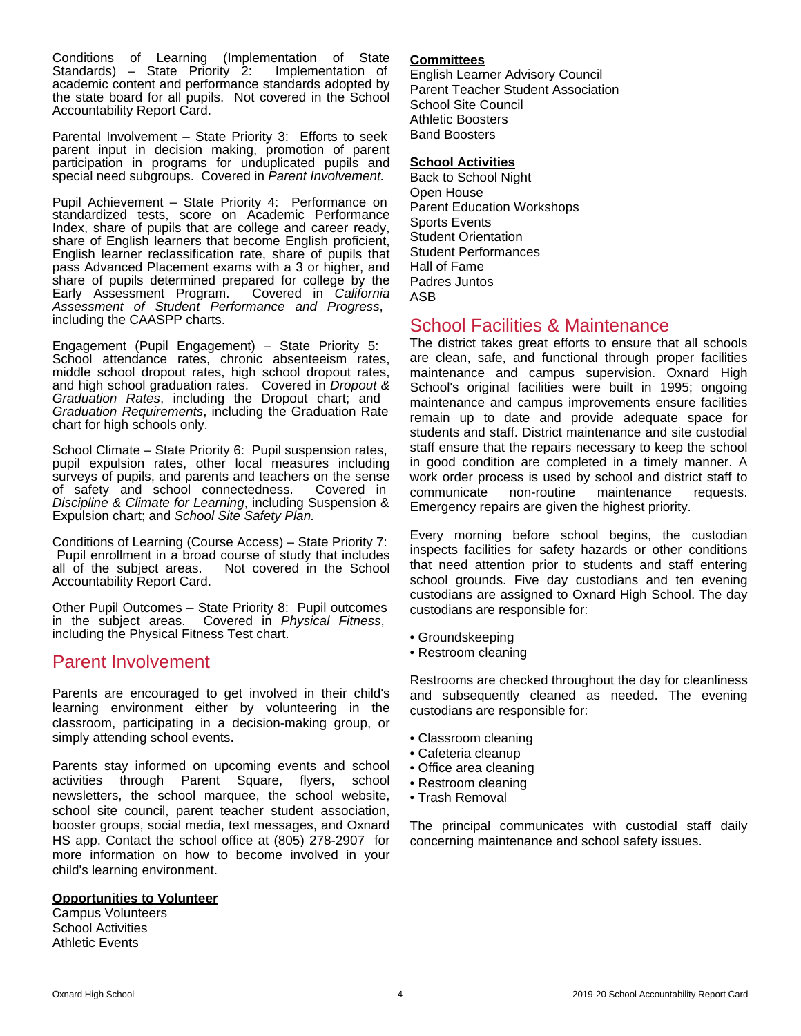Conditions of Learning (Implementation of State Standards) – State Priority 2: Implementation of academic content and performance standards adopted by the state board for all pupils. Not covered in the School Accountability Report Card.

Parental Involvement – State Priority 3: Efforts to seek parent input in decision making, promotion of parent participation in programs for unduplicated pupils and special need subgroups. Covered in *Parent Involvement.*

Pupil Achievement – State Priority 4: Performance on standardized tests, score on Academic Performance Index, share of pupils that are college and career ready, share of English learners that become English proficient, English learner reclassification rate, share of pupils that pass Advanced Placement exams with a 3 or higher, and share of pupils determined prepared for college by the Early Assessment Program. Covered in *California Assessment of Student Performance and Progress*, including the CAASPP charts.

Engagement (Pupil Engagement) – State Priority 5: School attendance rates, chronic absenteeism rates, middle school dropout rates, high school dropout rates, and high school graduation rates. Covered in *Dropout & Graduation Rates*, including the Dropout chart; and *Graduation Requirements*, including the Graduation Rate chart for high schools only.

School Climate – State Priority 6: Pupil suspension rates, pupil expulsion rates, other local measures including surveys of pupils, and parents and teachers on the sense of safety and school connectedness. Covered in *Discipline & Climate for Learning*, including Suspension & Expulsion chart; and *School Site Safety Plan.*

Conditions of Learning (Course Access) – State Priority 7: Pupil enrollment in a broad course of study that includes all of the subject areas. Not covered in the School Accountability Report Card.

Other Pupil Outcomes – State Priority 8: Pupil outcomes in the subject areas. Covered in *Physical Fitness*, including the Physical Fitness Test chart.

## Parent Involvement

Parents are encouraged to get involved in their child's learning environment either by volunteering in the classroom, participating in a decision-making group, or simply attending school events.

Parents stay informed on upcoming events and school activities through Parent Square, flyers, school newsletters, the school marquee, the school website, school site council, parent teacher student association, booster groups, social media, text messages, and Oxnard HS app. Contact the school office at (805) 278-2907 for more information on how to become involved in your child's learning environment.

**Opportunities to Volunteer**

Campus Volunteers
School Activities
Athletic Events

**Committees**

English Learner Advisory Council
Parent Teacher Student Association
School Site Council
Athletic Boosters
Band Boosters

**School Activities**

Back to School Night
Open House
Parent Education Workshops
Sports Events
Student Orientation
Student Performances
Hall of Fame
Padres Juntos
ASB

## School Facilities & Maintenance

The district takes great efforts to ensure that all schools are clean, safe, and functional through proper facilities maintenance and campus supervision. Oxnard High School's original facilities were built in 1995; ongoing maintenance and campus improvements ensure facilities remain up to date and provide adequate space for students and staff. District maintenance and site custodial staff ensure that the repairs necessary to keep the school in good condition are completed in a timely manner. A work order process is used by school and district staff to communicate non-routine maintenance requests. Emergency repairs are given the highest priority.

Every morning before school begins, the custodian inspects facilities for safety hazards or other conditions that need attention prior to students and staff entering school grounds. Five day custodians and ten evening custodians are assigned to Oxnard High School. The day custodians are responsible for:

- Groundskeeping
- Restroom cleaning

Restrooms are checked throughout the day for cleanliness and subsequently cleaned as needed. The evening custodians are responsible for:

- Classroom cleaning
- Cafeteria cleanup
- Office area cleaning
- Restroom cleaning
- Trash Removal

The principal communicates with custodial staff daily concerning maintenance and school safety issues.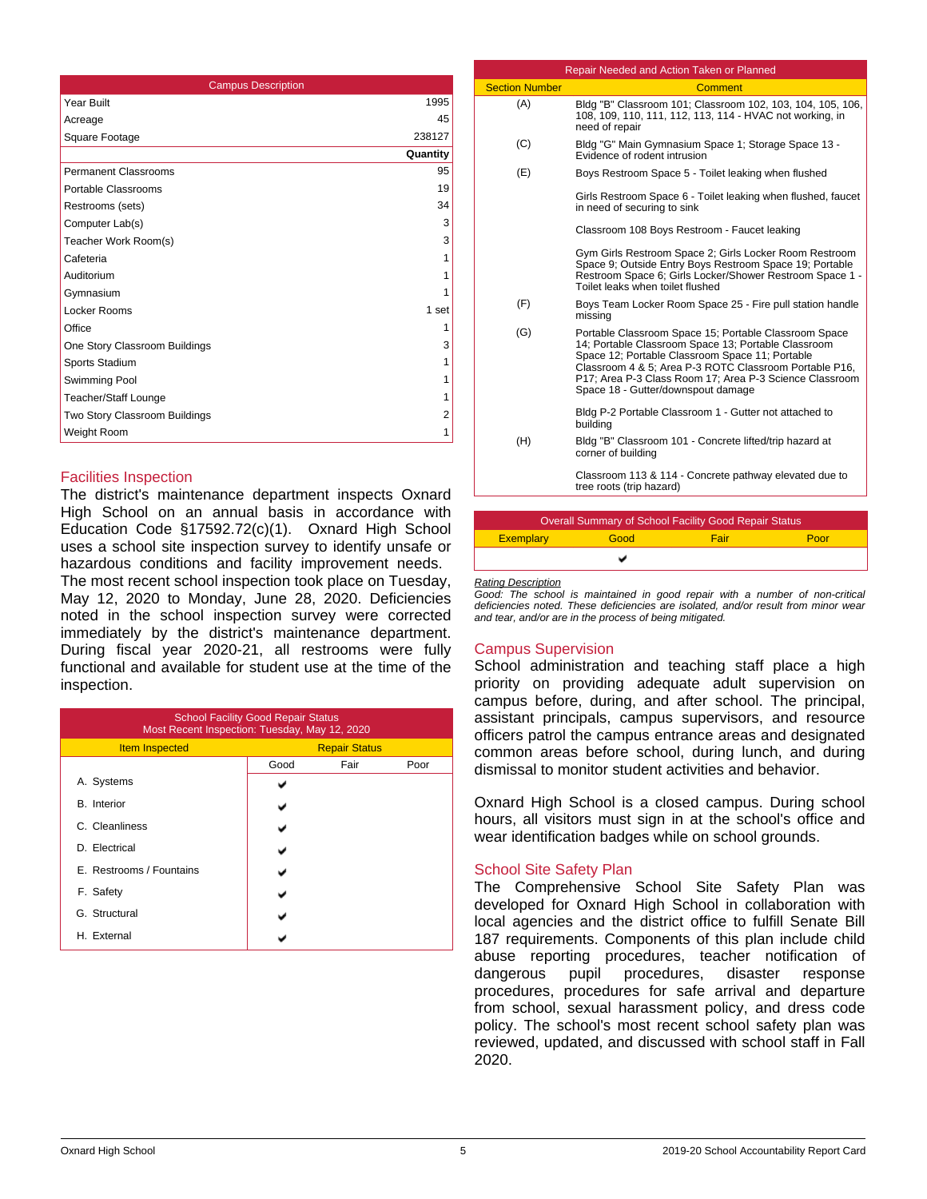| Campus Description | |
|---|---|
| Year Built | 1995 |
| Acreage | 45 |
| Square Footage | 238127 |
| | **Quantity** |
| Permanent Classrooms | 95 |
| Portable Classrooms | 19 |
| Restrooms (sets) | 34 |
| Computer Lab(s) | 3 |
| Teacher Work Room(s) | 3 |
| Cafeteria | 1 |
| Auditorium | 1 |
| Gymnasium | 1 |
| Locker Rooms | 1 set |
| Office | 1 |
| One Story Classroom Buildings | 3 |
| Sports Stadium | 1 |
| Swimming Pool | 1 |
| Teacher/Staff Lounge | 1 |
| Two Story Classroom Buildings | 2 |
| Weight Room | 1 |

## Facilities Inspection

The district's maintenance department inspects Oxnard High School on an annual basis in accordance with Education Code §17592.72(c)(1). Oxnard High School uses a school site inspection survey to identify unsafe or hazardous conditions and facility improvement needs. The most recent school inspection took place on Tuesday, May 12, 2020 to Monday, June 28, 2020. Deficiencies noted in the school inspection survey were corrected immediately by the district's maintenance department. During fiscal year 2020-21, all restrooms were fully functional and available for student use at the time of the inspection.

| School Facility Good Repair Status<br>Most Recent Inspection: Tuesday, May 12, 2020 | | | |
|---|---|---|---|
| Item Inspected | Repair Status | | |
| | Good | Fair | Poor |
| A. Systems | ✔ | | |
| B. Interior | ✔ | | |
| C. Cleanliness | ✔ | | |
| D. Electrical | ✔ | | |
| E. Restrooms / Fountains | ✔ | | |
| F. Safety | ✔ | | |
| G. Structural | ✔ | | |
| H. External | ✔ | | |

| Repair Needed and Action Taken or Planned | |
|---|---|
| Section Number | Comment |
| (A) | Bldg "B" Classroom 101; Classroom 102, 103, 104, 105, 106, 108, 109, 110, 111, 112, 113, 114 - HVAC not working, in need of repair |
| (C) | Bldg "G" Main Gymnasium Space 1; Storage Space 13 - Evidence of rodent intrusion |
| (E) | Boys Restroom Space 5 - Toilet leaking when flushed |
| | Girls Restroom Space 6 - Toilet leaking when flushed, faucet in need of securing to sink |
| | Classroom 108 Boys Restroom - Faucet leaking |
| | Gym Girls Restroom Space 2; Girls Locker Room Restroom Space 9; Outside Entry Boys Restroom Space 19; Portable Restroom Space 6; Girls Locker/Shower Restroom Space 1 - Toilet leaks when toilet flushed |
| (F) | Boys Team Locker Room Space 25 - Fire pull station handle missing |
| (G) | Portable Classroom Space 15; Portable Classroom Space 14; Portable Classroom Space 13; Portable Classroom Space 12; Portable Classroom Space 11; Portable Classroom 4 & 5; Area P-3 ROTC Classroom Portable P16, P17; Area P-3 Class Room 17; Area P-3 Science Classroom Space 18 - Gutter/downspout damage |
| | Bldg P-2 Portable Classroom 1 - Gutter not attached to building |
| (H) | Bldg "B" Classroom 101 - Concrete lifted/trip hazard at corner of building |
| | Classroom 113 & 114 - Concrete pathway elevated due to tree roots (trip hazard) |

| Overall Summary of School Facility Good Repair Status | | | |
|---|---|---|---|
| Exemplary | Good | Fair | Poor |
| | ✔ | | |

*Rating Description*

*Good: The school is maintained in good repair with a number of non-critical deficiencies noted. These deficiencies are isolated, and/or result from minor wear and tear, and/or are in the process of being mitigated.*

## Campus Supervision

School administration and teaching staff place a high priority on providing adequate adult supervision on campus before, during, and after school. The principal, assistant principals, campus supervisors, and resource officers patrol the campus entrance areas and designated common areas before school, during lunch, and during dismissal to monitor student activities and behavior.

Oxnard High School is a closed campus. During school hours, all visitors must sign in at the school's office and wear identification badges while on school grounds.

## School Site Safety Plan

The Comprehensive School Site Safety Plan was developed for Oxnard High School in collaboration with local agencies and the district office to fulfill Senate Bill 187 requirements. Components of this plan include child abuse reporting procedures, teacher notification of dangerous pupil procedures, disaster response procedures, procedures for safe arrival and departure from school, sexual harassment policy, and dress code policy. The school's most recent school safety plan was reviewed, updated, and discussed with school staff in Fall 2020.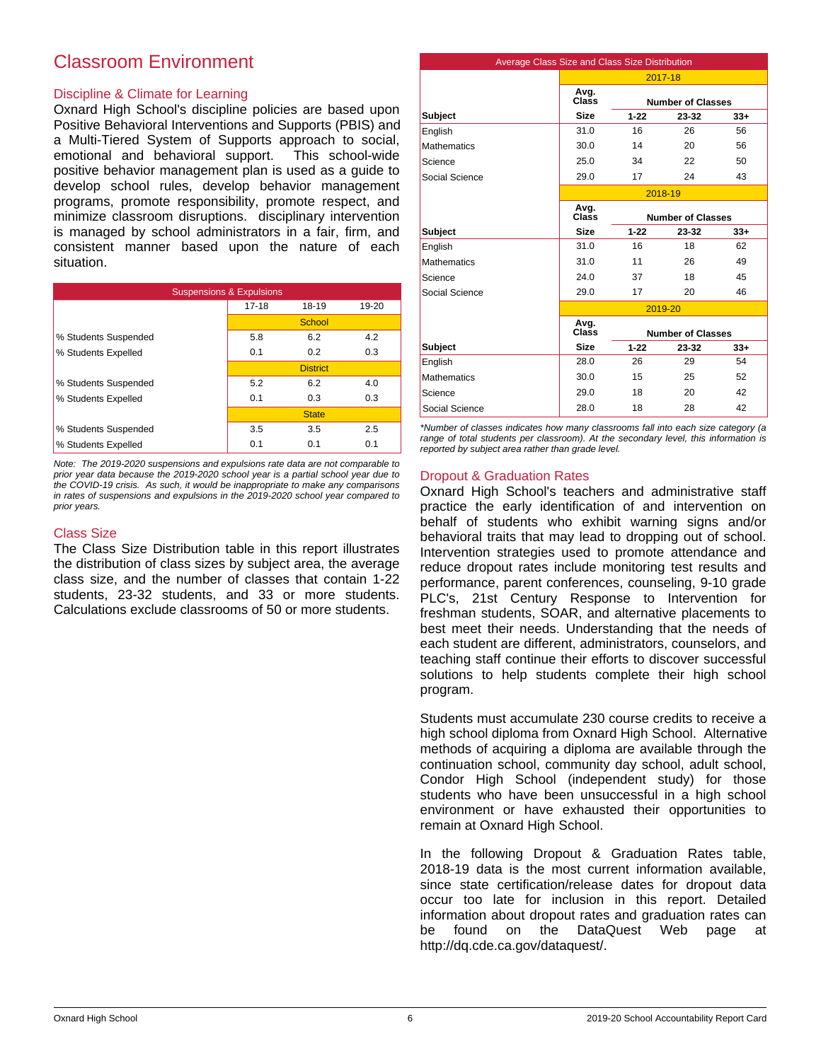# Classroom Environment

## Discipline & Climate for Learning

Oxnard High School's discipline policies are based upon Positive Behavioral Interventions and Supports (PBIS) and a Multi-Tiered System of Supports approach to social, emotional and behavioral support. This school-wide positive behavior management plan is used as a guide to develop school rules, develop behavior management programs, promote responsibility, promote respect, and minimize classroom disruptions. disciplinary intervention is managed by school administrators in a fair, firm, and consistent manner based upon the nature of each situation.

| Suspensions & Expulsions | | | |
|---|---|---|---|
| | 17-18 | 18-19 | 19-20 |
| | School | | |
| % Students Suspended | 5.8 | 6.2 | 4.2 |
| % Students Expelled | 0.1 | 0.2 | 0.3 |
| | District | | |
| % Students Suspended | 5.2 | 6.2 | 4.0 |
| % Students Expelled | 0.1 | 0.3 | 0.3 |
| | State | | |
| % Students Suspended | 3.5 | 3.5 | 2.5 |
| % Students Expelled | 0.1 | 0.1 | 0.1 |

*Note: The 2019-2020 suspensions and expulsions rate data are not comparable to prior year data because the 2019-2020 school year is a partial school year due to the COVID-19 crisis. As such, it would be inappropriate to make any comparisons in rates of suspensions and expulsions in the 2019-2020 school year compared to prior years.*

## Class Size

The Class Size Distribution table in this report illustrates the distribution of class sizes by subject area, the average class size, and the number of classes that contain 1-22 students, 23-32 students, and 33 or more students. Calculations exclude classrooms of 50 or more students.

| Average Class Size and Class Size Distribution | | | | |
|---|---|---|---|---|
| | 2017-18 | | | |
| | Avg. Class | Number of Classes | | |
| Subject | Size | 1-22 | 23-32 | 33+ |
| English | 31.0 | 16 | 26 | 56 |
| Mathematics | 30.0 | 14 | 20 | 56 |
| Science | 25.0 | 34 | 22 | 50 |
| Social Science | 29.0 | 17 | 24 | 43 |
| | 2018-19 | | | |
| | Avg. Class | Number of Classes | | |
| Subject | Size | 1-22 | 23-32 | 33+ |
| English | 31.0 | 16 | 18 | 62 |
| Mathematics | 31.0 | 11 | 26 | 49 |
| Science | 24.0 | 37 | 18 | 45 |
| Social Science | 29.0 | 17 | 20 | 46 |
| | 2019-20 | | | |
| | Avg. Class | Number of Classes | | |
| Subject | Size | 1-22 | 23-32 | 33+ |
| English | 28.0 | 26 | 29 | 54 |
| Mathematics | 30.0 | 15 | 25 | 52 |
| Science | 29.0 | 18 | 20 | 42 |
| Social Science | 28.0 | 18 | 28 | 42 |

*\*Number of classes indicates how many classrooms fall into each size category (a range of total students per classroom). At the secondary level, this information is reported by subject area rather than grade level.*

## Dropout & Graduation Rates

Oxnard High School's teachers and administrative staff practice the early identification of and intervention on behalf of students who exhibit warning signs and/or behavioral traits that may lead to dropping out of school. Intervention strategies used to promote attendance and reduce dropout rates include monitoring test results and performance, parent conferences, counseling, 9-10 grade PLC's, 21st Century Response to Intervention for freshman students, SOAR, and alternative placements to best meet their needs. Understanding that the needs of each student are different, administrators, counselors, and teaching staff continue their efforts to discover successful solutions to help students complete their high school program.

Students must accumulate 230 course credits to receive a high school diploma from Oxnard High School. Alternative methods of acquiring a diploma are available through the continuation school, community day school, adult school, Condor High School (independent study) for those students who have been unsuccessful in a high school environment or have exhausted their opportunities to remain at Oxnard High School.

In the following Dropout & Graduation Rates table, 2018-19 data is the most current information available, since state certification/release dates for dropout data occur too late for inclusion in this report. Detailed information about dropout rates and graduation rates can be found on the DataQuest Web page at http://dq.cde.ca.gov/dataquest/.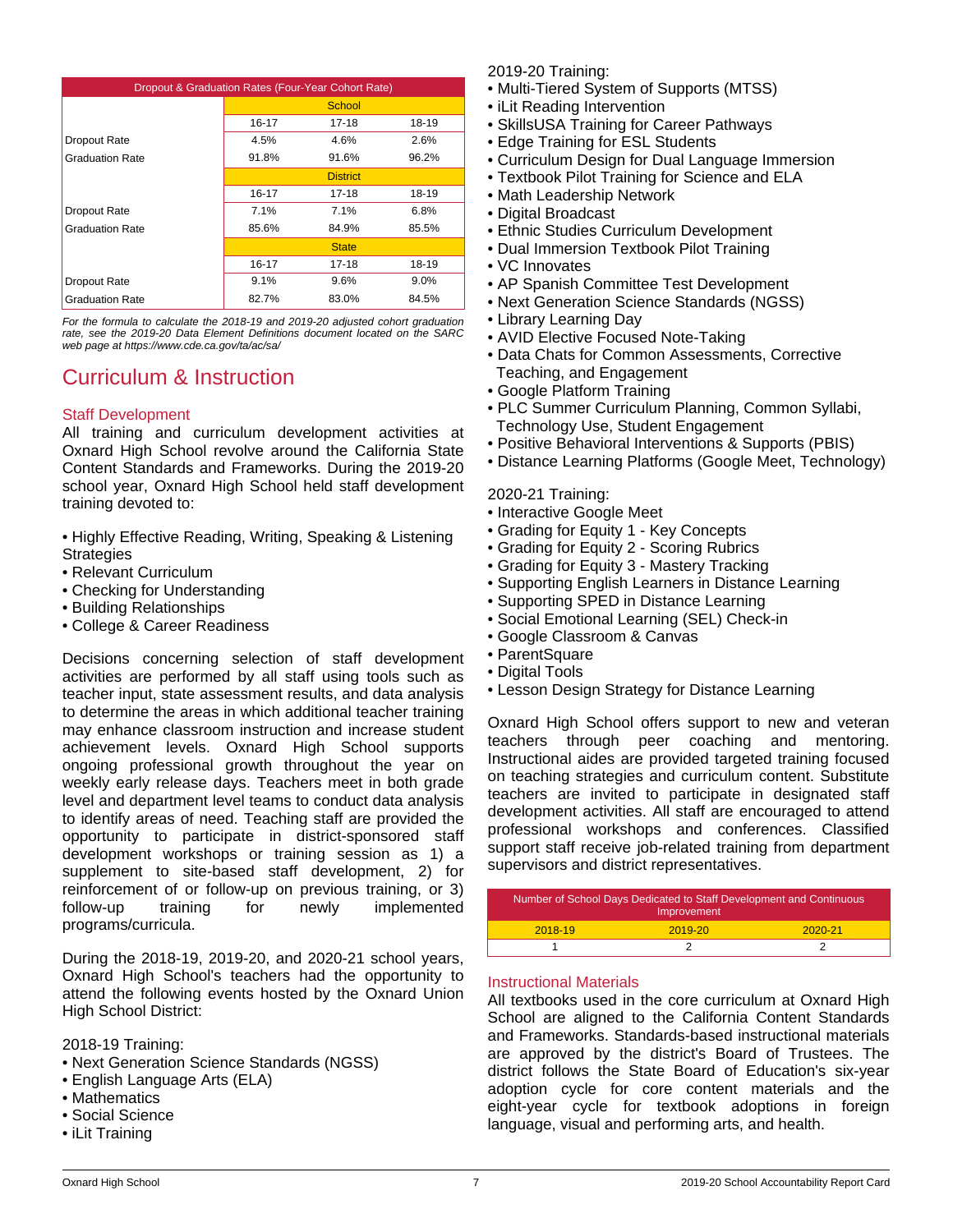| Dropout & Graduation Rates (Four-Year Cohort Rate) | | | |
|---|---|---|---|
| | School | | |
| | 16-17 | 17-18 | 18-19 |
| Dropout Rate | 4.5% | 4.6% | 2.6% |
| Graduation Rate | 91.8% | 91.6% | 96.2% |
| | District | | |
| | 16-17 | 17-18 | 18-19 |
| Dropout Rate | 7.1% | 7.1% | 6.8% |
| Graduation Rate | 85.6% | 84.9% | 85.5% |
| | State | | |
| | 16-17 | 17-18 | 18-19 |
| Dropout Rate | 9.1% | 9.6% | 9.0% |
| Graduation Rate | 82.7% | 83.0% | 84.5% |

*For the formula to calculate the 2018-19 and 2019-20 adjusted cohort graduation rate, see the 2019-20 Data Element Definitions document located on the SARC web page at https://www.cde.ca.gov/ta/ac/sa/*

# Curriculum & Instruction

## Staff Development

All training and curriculum development activities at Oxnard High School revolve around the California State Content Standards and Frameworks. During the 2019-20 school year, Oxnard High School held staff development training devoted to:

- Highly Effective Reading, Writing, Speaking & Listening Strategies
- Relevant Curriculum
- Checking for Understanding
- Building Relationships
- College & Career Readiness

Decisions concerning selection of staff development activities are performed by all staff using tools such as teacher input, state assessment results, and data analysis to determine the areas in which additional teacher training may enhance classroom instruction and increase student achievement levels. Oxnard High School supports ongoing professional growth throughout the year on weekly early release days. Teachers meet in both grade level and department level teams to conduct data analysis to identify areas of need. Teaching staff are provided the opportunity to participate in district-sponsored staff development workshops or training session as 1) a supplement to site-based staff development, 2) for reinforcement of or follow-up on previous training, or 3) follow-up training for newly implemented programs/curricula.

During the 2018-19, 2019-20, and 2020-21 school years, Oxnard High School's teachers had the opportunity to attend the following events hosted by the Oxnard Union High School District:

2018-19 Training:
- Next Generation Science Standards (NGSS)
- English Language Arts (ELA)
- Mathematics
- Social Science
- iLit Training

2019-20 Training:
- Multi-Tiered System of Supports (MTSS)
- iLit Reading Intervention
- SkillsUSA Training for Career Pathways
- Edge Training for ESL Students
- Curriculum Design for Dual Language Immersion
- Textbook Pilot Training for Science and ELA
- Math Leadership Network
- Digital Broadcast
- Ethnic Studies Curriculum Development
- Dual Immersion Textbook Pilot Training
- VC Innovates
- AP Spanish Committee Test Development
- Next Generation Science Standards (NGSS)
- Library Learning Day
- AVID Elective Focused Note-Taking
- Data Chats for Common Assessments, Corrective Teaching, and Engagement
- Google Platform Training
- PLC Summer Curriculum Planning, Common Syllabi, Technology Use, Student Engagement
- Positive Behavioral Interventions & Supports (PBIS)
- Distance Learning Platforms (Google Meet, Technology)

2020-21 Training:
- Interactive Google Meet
- Grading for Equity 1 - Key Concepts
- Grading for Equity 2 - Scoring Rubrics
- Grading for Equity 3 - Mastery Tracking
- Supporting English Learners in Distance Learning
- Supporting SPED in Distance Learning
- Social Emotional Learning (SEL) Check-in
- Google Classroom & Canvas
- ParentSquare
- Digital Tools
- Lesson Design Strategy for Distance Learning

Oxnard High School offers support to new and veteran teachers through peer coaching and mentoring. Instructional aides are provided targeted training focused on teaching strategies and curriculum content. Substitute teachers are invited to participate in designated staff development activities. All staff are encouraged to attend professional workshops and conferences. Classified support staff receive job-related training from department supervisors and district representatives.

| Number of School Days Dedicated to Staff Development and Continuous Improvement | | |
|---|---|---|
| 2018-19 | 2019-20 | 2020-21 |
| 1 | 2 | 2 |

## Instructional Materials

All textbooks used in the core curriculum at Oxnard High School are aligned to the California Content Standards and Frameworks. Standards-based instructional materials are approved by the district's Board of Trustees. The district follows the State Board of Education's six-year adoption cycle for core content materials and the eight-year cycle for textbook adoptions in foreign language, visual and performing arts, and health.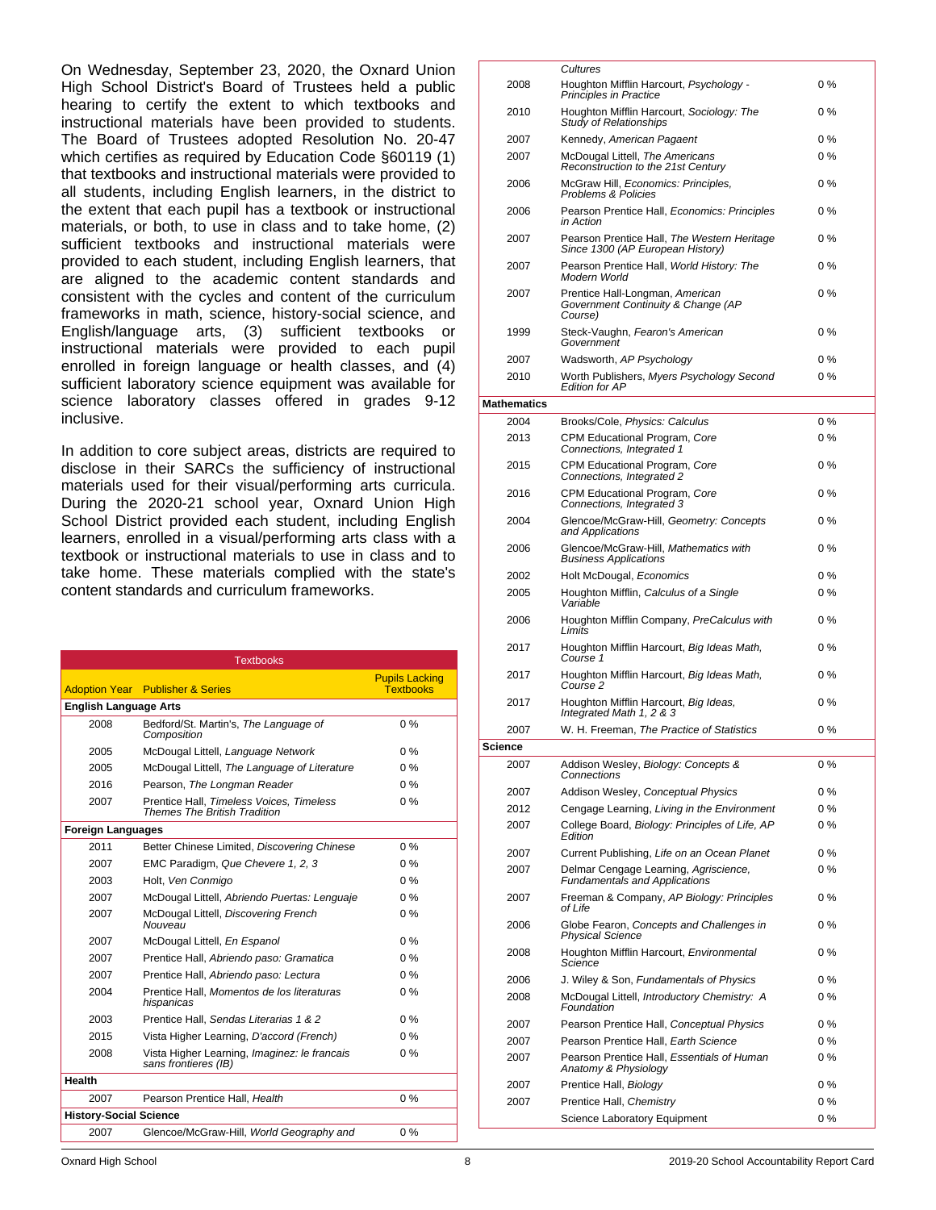On Wednesday, September 23, 2020, the Oxnard Union High School District's Board of Trustees held a public hearing to certify the extent to which textbooks and instructional materials have been provided to students. The Board of Trustees adopted Resolution No. 20-47 which certifies as required by Education Code §60119 (1) that textbooks and instructional materials were provided to all students, including English learners, in the district to the extent that each pupil has a textbook or instructional materials, or both, to use in class and to take home, (2) sufficient textbooks and instructional materials were provided to each student, including English learners, that are aligned to the academic content standards and consistent with the cycles and content of the curriculum frameworks in math, science, history-social science, and English/language arts, (3) sufficient textbooks or instructional materials were provided to each pupil enrolled in foreign language or health classes, and (4) sufficient laboratory science equipment was available for science laboratory classes offered in grades 9-12 inclusive.

In addition to core subject areas, districts are required to disclose in their SARCs the sufficiency of instructional materials used for their visual/performing arts curricula. During the 2020-21 school year, Oxnard Union High School District provided each student, including English learners, enrolled in a visual/performing arts class with a textbook or instructional materials to use in class and to take home. These materials complied with the state's content standards and curriculum frameworks.

| Textbooks | | |
|---|---|---|
| **Adoption Year** | **Publisher & Series** | **Pupils Lacking Textbooks** |
| **English Language Arts** | | |
| 2008 | Bedford/St. Martin's, *The Language of Composition* | 0 % |
| 2005 | McDougal Littell, *Language Network* | 0 % |
| 2005 | McDougal Littell, *The Language of Literature* | 0 % |
| 2016 | Pearson, *The Longman Reader* | 0 % |
| 2007 | Prentice Hall, *Timeless Voices, Timeless Themes The British Tradition* | 0 % |
| **Foreign Languages** | | |
| 2011 | Better Chinese Limited, *Discovering Chinese* | 0 % |
| 2007 | EMC Paradigm, *Que Chevere 1, 2, 3* | 0 % |
| 2003 | Holt, *Ven Conmigo* | 0 % |
| 2007 | McDougal Littell, *Abriendo Puertas: Lenguaje* | 0 % |
| 2007 | McDougal Littell, *Discovering French Nouveau* | 0 % |
| 2007 | McDougal Littell, *En Espanol* | 0 % |
| 2007 | Prentice Hall, *Abriendo paso: Gramatica* | 0 % |
| 2007 | Prentice Hall, *Abriendo paso: Lectura* | 0 % |
| 2004 | Prentice Hall, *Momentos de los literaturas hispanicas* | 0 % |
| 2003 | Prentice Hall, *Sendas Literarias 1 & 2* | 0 % |
| 2015 | Vista Higher Learning, *D'accord (French)* | 0 % |
| 2008 | Vista Higher Learning, *Imaginez: le francais sans frontieres (IB)* | 0 % |
| **Health** | | |
| 2007 | Pearson Prentice Hall, *Health* | 0 % |
| **History-Social Science** | | |
| 2007 | Glencoe/McGraw-Hill, *World Geography and Cultures* | 0 % |
| 2008 | Houghton Mifflin Harcourt, *Psychology - Principles in Practice* | 0 % |
| 2010 | Houghton Mifflin Harcourt, *Sociology: The Study of Relationships* | 0 % |
| 2007 | Kennedy, *American Pagaent* | 0 % |
| 2007 | McDougal Littell, *The Americans Reconstruction to the 21st Century* | 0 % |
| 2006 | McGraw Hill, *Economics: Principles, Problems & Policies* | 0 % |
| 2006 | Pearson Prentice Hall, *Economics: Principles in Action* | 0 % |
| 2007 | Pearson Prentice Hall, *The Western Heritage Since 1300 (AP European History)* | 0 % |
| 2007 | Pearson Prentice Hall, *World History: The Modern World* | 0 % |
| 2007 | Prentice Hall-Longman, *American Government Continuity & Change (AP Course)* | 0 % |
| 1999 | Steck-Vaughn, *Fearon's American Government* | 0 % |
| 2007 | Wadsworth, *AP Psychology* | 0 % |
| 2010 | Worth Publishers, *Myers Psychology Second Edition for AP* | 0 % |
| **Mathematics** | | |
| 2004 | Brooks/Cole, *Physics: Calculus* | 0 % |
| 2013 | CPM Educational Program, *Core Connections, Integrated 1* | 0 % |
| 2015 | CPM Educational Program, *Core Connections, Integrated 2* | 0 % |
| 2016 | CPM Educational Program, *Core Connections, Integrated 3* | 0 % |
| 2004 | Glencoe/McGraw-Hill, *Geometry: Concepts and Applications* | 0 % |
| 2006 | Glencoe/McGraw-Hill, *Mathematics with Business Applications* | 0 % |
| 2002 | Holt McDougal, *Economics* | 0 % |
| 2005 | Houghton Mifflin, *Calculus of a Single Variable* | 0 % |
| 2006 | Houghton Mifflin Company, *PreCalculus with Limits* | 0 % |
| 2017 | Houghton Mifflin Harcourt, *Big Ideas Math, Course 1* | 0 % |
| 2017 | Houghton Mifflin Harcourt, *Big Ideas Math, Course 2* | 0 % |
| 2017 | Houghton Mifflin Harcourt, *Big Ideas, Integrated Math 1, 2 & 3* | 0 % |
| 2007 | W. H. Freeman, *The Practice of Statistics* | 0 % |
| **Science** | | |
| 2007 | Addison Wesley, *Biology: Concepts & Connections* | 0 % |
| 2007 | Addison Wesley, *Conceptual Physics* | 0 % |
| 2012 | Cengage Learning, *Living in the Environment* | 0 % |
| 2007 | College Board, *Biology: Principles of Life, AP Edition* | 0 % |
| 2007 | Current Publishing, *Life on an Ocean Planet* | 0 % |
| 2007 | Delmar Cengage Learning, *Agriscience, Fundamentals and Applications* | 0 % |
| 2007 | Freeman & Company, *AP Biology: Principles of Life* | 0 % |
| 2006 | Globe Fearon, *Concepts and Challenges in Physical Science* | 0 % |
| 2008 | Houghton Mifflin Harcourt, *Environmental Science* | 0 % |
| 2006 | J. Wiley & Son, *Fundamentals of Physics* | 0 % |
| 2008 | McDougal Littell, *Introductory Chemistry: A Foundation* | 0 % |
| 2007 | Pearson Prentice Hall, *Conceptual Physics* | 0 % |
| 2007 | Pearson Prentice Hall, *Earth Science* | 0 % |
| 2007 | Pearson Prentice Hall, *Essentials of Human Anatomy & Physiology* | 0 % |
| 2007 | Prentice Hall, *Biology* | 0 % |
| 2007 | Prentice Hall, *Chemistry* | 0 % |
| | Science Laboratory Equipment | 0 % |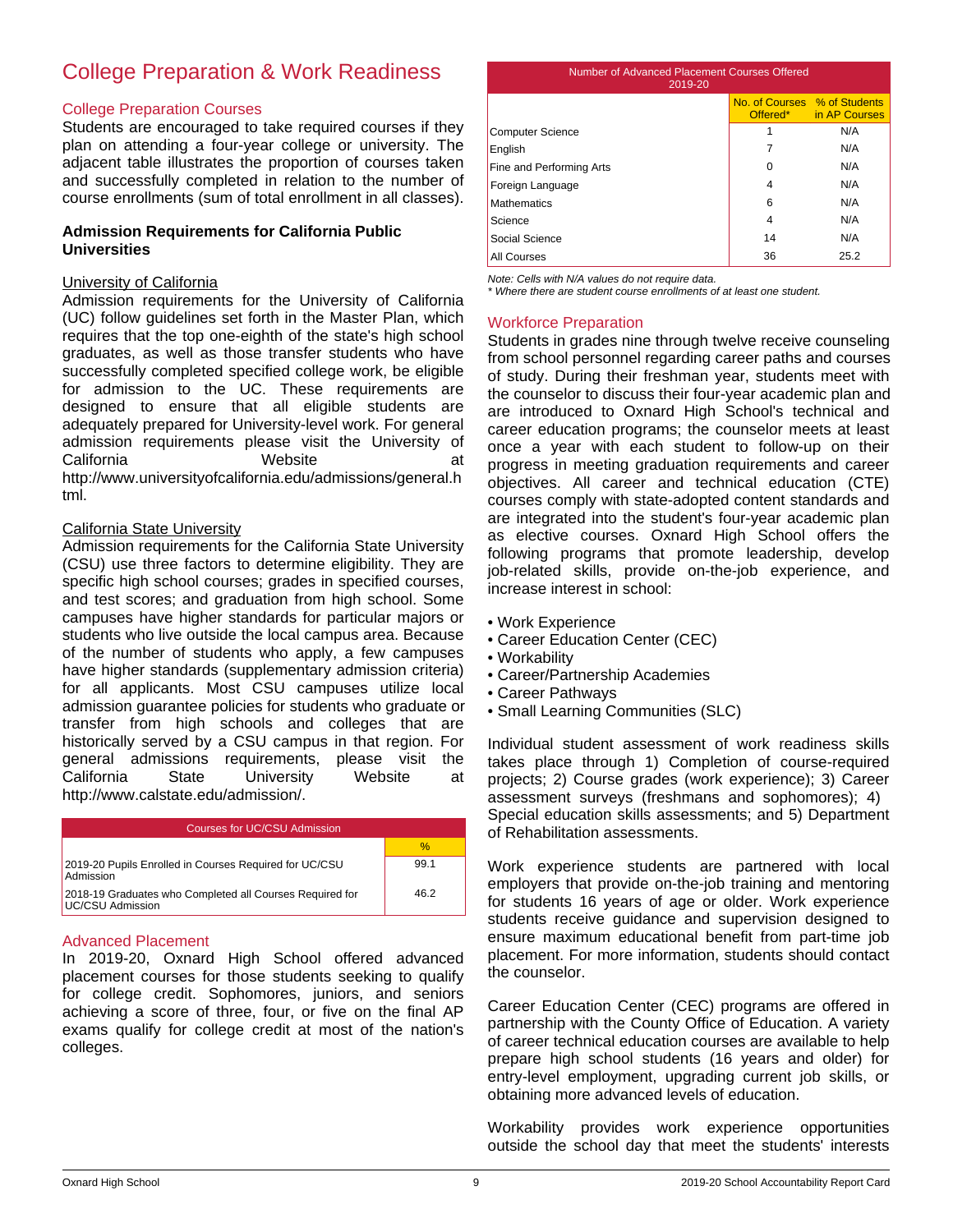# College Preparation & Work Readiness

## College Preparation Courses

Students are encouraged to take required courses if they plan on attending a four-year college or university. The adjacent table illustrates the proportion of courses taken and successfully completed in relation to the number of course enrollments (sum of total enrollment in all classes).

### Admission Requirements for California Public Universities

University of California

Admission requirements for the University of California (UC) follow guidelines set forth in the Master Plan, which requires that the top one-eighth of the state's high school graduates, as well as those transfer students who have successfully completed specified college work, be eligible for admission to the UC. These requirements are designed to ensure that all eligible students are adequately prepared for University-level work. For general admission requirements please visit the University of California Website at http://www.universityofcalifornia.edu/admissions/general.html.

California State University

Admission requirements for the California State University (CSU) use three factors to determine eligibility. They are specific high school courses; grades in specified courses, and test scores; and graduation from high school. Some campuses have higher standards for particular majors or students who live outside the local campus area. Because of the number of students who apply, a few campuses have higher standards (supplementary admission criteria) for all applicants. Most CSU campuses utilize local admission guarantee policies for students who graduate or transfer from high schools and colleges that are historically served by a CSU campus in that region. For general admissions requirements, please visit the California State University Website at http://www.calstate.edu/admission/.

| Courses for UC/CSU Admission | |
|---|---|
| | % |
| 2019-20 Pupils Enrolled in Courses Required for UC/CSU Admission | 99.1 |
| 2018-19 Graduates who Completed all Courses Required for UC/CSU Admission | 46.2 |

## Advanced Placement

In 2019-20, Oxnard High School offered advanced placement courses for those students seeking to qualify for college credit. Sophomores, juniors, and seniors achieving a score of three, four, or five on the final AP exams qualify for college credit at most of the nation's colleges.

| Number of Advanced Placement Courses Offered 2019-20 | | |
|---|---|---|
| | No. of Courses Offered* | % of Students in AP Courses |
| Computer Science | 1 | N/A |
| English | 7 | N/A |
| Fine and Performing Arts | 0 | N/A |
| Foreign Language | 4 | N/A |
| Mathematics | 6 | N/A |
| Science | 4 | N/A |
| Social Science | 14 | N/A |
| All Courses | 36 | 25.2 |

*Note: Cells with N/A values do not require data.*
*\* Where there are student course enrollments of at least one student.*

## Workforce Preparation

Students in grades nine through twelve receive counseling from school personnel regarding career paths and courses of study. During their freshman year, students meet with the counselor to discuss their four-year academic plan and are introduced to Oxnard High School's technical and career education programs; the counselor meets at least once a year with each student to follow-up on their progress in meeting graduation requirements and career objectives. All career and technical education (CTE) courses comply with state-adopted content standards and are integrated into the student's four-year academic plan as elective courses. Oxnard High School offers the following programs that promote leadership, develop job-related skills, provide on-the-job experience, and increase interest in school:

- Work Experience
- Career Education Center (CEC)
- Workability
- Career/Partnership Academies
- Career Pathways
- Small Learning Communities (SLC)

Individual student assessment of work readiness skills takes place through 1) Completion of course-required projects; 2) Course grades (work experience); 3) Career assessment surveys (freshmans and sophomores); 4) Special education skills assessments; and 5) Department of Rehabilitation assessments.

Work experience students are partnered with local employers that provide on-the-job training and mentoring for students 16 years of age or older. Work experience students receive guidance and supervision designed to ensure maximum educational benefit from part-time job placement. For more information, students should contact the counselor.

Career Education Center (CEC) programs are offered in partnership with the County Office of Education. A variety of career technical education courses are available to help prepare high school students (16 years and older) for entry-level employment, upgrading current job skills, or obtaining more advanced levels of education.

Workability provides work experience opportunities outside the school day that meet the students' interests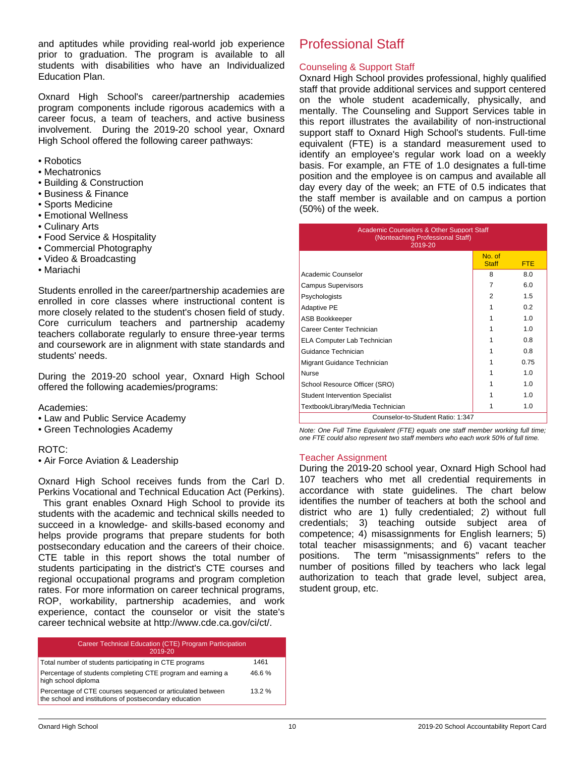and aptitudes while providing real-world job experience prior to graduation. The program is available to all students with disabilities who have an Individualized Education Plan.

Oxnard High School's career/partnership academies program components include rigorous academics with a career focus, a team of teachers, and active business involvement. During the 2019-20 school year, Oxnard High School offered the following career pathways:

- Robotics
- Mechatronics
- Building & Construction
- Business & Finance
- Sports Medicine
- Emotional Wellness
- Culinary Arts
- Food Service & Hospitality
- Commercial Photography
- Video & Broadcasting
- Mariachi

Students enrolled in the career/partnership academies are enrolled in core classes where instructional content is more closely related to the student's chosen field of study. Core curriculum teachers and partnership academy teachers collaborate regularly to ensure three-year terms and coursework are in alignment with state standards and students' needs.

During the 2019-20 school year, Oxnard High School offered the following academies/programs:

Academies:
- Law and Public Service Academy
- Green Technologies Academy

ROTC:
- Air Force Aviation & Leadership

Oxnard High School receives funds from the Carl D. Perkins Vocational and Technical Education Act (Perkins). This grant enables Oxnard High School to provide its students with the academic and technical skills needed to succeed in a knowledge- and skills-based economy and helps provide programs that prepare students for both postsecondary education and the careers of their choice. CTE table in this report shows the total number of students participating in the district's CTE courses and regional occupational programs and program completion rates. For more information on career technical programs, ROP, workability, partnership academies, and work experience, contact the counselor or visit the state's career technical website at http://www.cde.ca.gov/ci/ct/.

| Career Technical Education (CTE) Program Participation 2019-20 | |
|---|---|
| Total number of students participating in CTE programs | 1461 |
| Percentage of students completing CTE program and earning a high school diploma | 46.6 % |
| Percentage of CTE courses sequenced or articulated between the school and institutions of postsecondary education | 13.2 % |

# Professional Staff

## Counseling & Support Staff

Oxnard High School provides professional, highly qualified staff that provide additional services and support centered on the whole student academically, physically, and mentally. The Counseling and Support Services table in this report illustrates the availability of non-instructional support staff to Oxnard High School's students. Full-time equivalent (FTE) is a standard measurement used to identify an employee's regular work load on a weekly basis. For example, an FTE of 1.0 designates a full-time position and the employee is on campus and available all day every day of the week; an FTE of 0.5 indicates that the staff member is available and on campus a portion (50%) of the week.

| Academic Counselors & Other Support Staff (Nonteaching Professional Staff) 2019-20 | No. of Staff | FTE |
|---|---|---|
| Academic Counselor | 8 | 8.0 |
| Campus Supervisors | 7 | 6.0 |
| Psychologists | 2 | 1.5 |
| Adaptive PE | 1 | 0.2 |
| ASB Bookkeeper | 1 | 1.0 |
| Career Center Technician | 1 | 1.0 |
| ELA Computer Lab Technician | 1 | 0.8 |
| Guidance Technician | 1 | 0.8 |
| Migrant Guidance Technician | 1 | 0.75 |
| Nurse | 1 | 1.0 |
| School Resource Officer (SRO) | 1 | 1.0 |
| Student Intervention Specialist | 1 | 1.0 |
| Textbook/Library/Media Technician | 1 | 1.0 |
| Counselor-to-Student Ratio: 1:347 | | |

*Note: One Full Time Equivalent (FTE) equals one staff member working full time; one FTE could also represent two staff members who each work 50% of full time.*

## Teacher Assignment

During the 2019-20 school year, Oxnard High School had 107 teachers who met all credential requirements in accordance with state guidelines. The chart below identifies the number of teachers at both the school and district who are 1) fully credentialed; 2) without full credentials; 3) teaching outside subject area of competence; 4) misassignments for English learners; 5) total teacher misassignments; and 6) vacant teacher positions. The term "misassignments" refers to the number of positions filled by teachers who lack legal authorization to teach that grade level, subject area, student group, etc.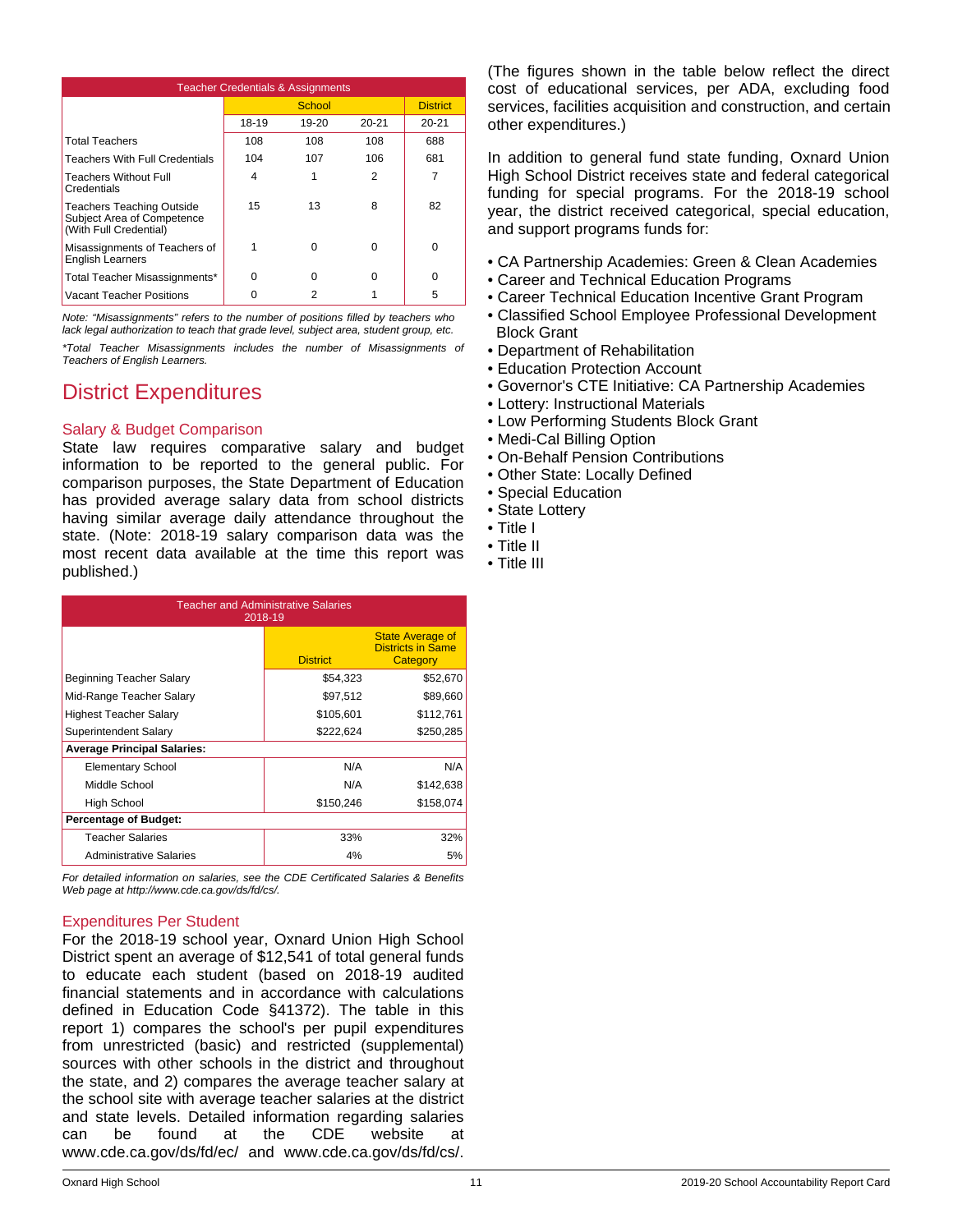| Teacher Credentials & Assignments | | | | |
|---|---|---|---|---|
| | School | | | District |
| | 18-19 | 19-20 | 20-21 | 20-21 |
| Total Teachers | 108 | 108 | 108 | 688 |
| Teachers With Full Credentials | 104 | 107 | 106 | 681 |
| Teachers Without Full Credentials | 4 | 1 | 2 | 7 |
| Teachers Teaching Outside Subject Area of Competence (With Full Credential) | 15 | 13 | 8 | 82 |
| Misassignments of Teachers of English Learners | 1 | 0 | 0 | 0 |
| Total Teacher Misassignments* | 0 | 0 | 0 | 0 |
| Vacant Teacher Positions | 0 | 2 | 1 | 5 |

*Note: "Misassignments" refers to the number of positions filled by teachers who lack legal authorization to teach that grade level, subject area, student group, etc.*

*\*Total Teacher Misassignments includes the number of Misassignments of Teachers of English Learners.*

# District Expenditures

## Salary & Budget Comparison

State law requires comparative salary and budget information to be reported to the general public. For comparison purposes, the State Department of Education has provided average salary data from school districts having similar average daily attendance throughout the state. (Note: 2018-19 salary comparison data was the most recent data available at the time this report was published.)

| Teacher and Administrative Salaries 2018-19 | | |
|---|---|---|
| | District | State Average of Districts in Same Category |
| Beginning Teacher Salary | $54,323 | $52,670 |
| Mid-Range Teacher Salary | $97,512 | $89,660 |
| Highest Teacher Salary | $105,601 | $112,761 |
| Superintendent Salary | $222,624 | $250,285 |
| **Average Principal Salaries:** | | |
| Elementary School | N/A | N/A |
| Middle School | N/A | $142,638 |
| High School | $150,246 | $158,074 |
| **Percentage of Budget:** | | |
| Teacher Salaries | 33% | 32% |
| Administrative Salaries | 4% | 5% |

*For detailed information on salaries, see the CDE Certificated Salaries & Benefits Web page at http://www.cde.ca.gov/ds/fd/cs/.*

## Expenditures Per Student

For the 2018-19 school year, Oxnard Union High School District spent an average of $12,541 of total general funds to educate each student (based on 2018-19 audited financial statements and in accordance with calculations defined in Education Code §41372). The table in this report 1) compares the school's per pupil expenditures from unrestricted (basic) and restricted (supplemental) sources with other schools in the district and throughout the state, and 2) compares the average teacher salary at the school site with average teacher salaries at the district and state levels. Detailed information regarding salaries can be found at the CDE website at www.cde.ca.gov/ds/fd/ec/ and www.cde.ca.gov/ds/fd/cs/.

(The figures shown in the table below reflect the direct cost of educational services, per ADA, excluding food services, facilities acquisition and construction, and certain other expenditures.)

In addition to general fund state funding, Oxnard Union High School District receives state and federal categorical funding for special programs. For the 2018-19 school year, the district received categorical, special education, and support programs funds for:

- CA Partnership Academies: Green & Clean Academies
- Career and Technical Education Programs
- Career Technical Education Incentive Grant Program
- Classified School Employee Professional Development Block Grant
- Department of Rehabilitation
- Education Protection Account
- Governor's CTE Initiative: CA Partnership Academies
- Lottery: Instructional Materials
- Low Performing Students Block Grant
- Medi-Cal Billing Option
- On-Behalf Pension Contributions
- Other State: Locally Defined
- Special Education
- State Lottery
- Title I
- Title II
- Title III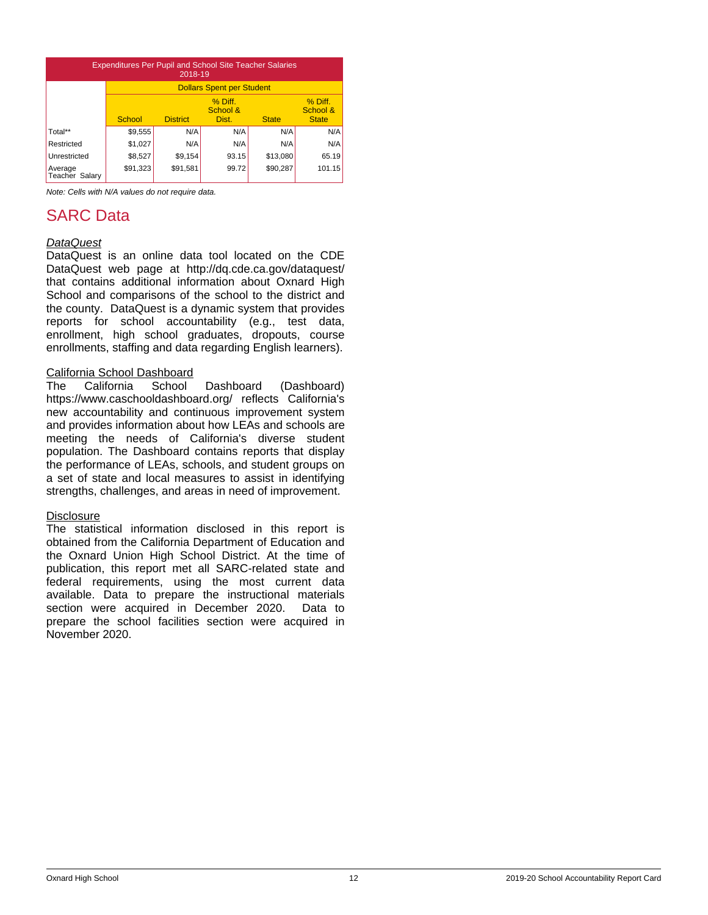| Expenditures Per Pupil and School Site Teacher Salaries 2018-19 | | | | | |
|---|---|---|---|---|---|
| | Dollars Spent per Student | | | | |
| | School | District | % Diff. School & Dist. | State | % Diff. School & State |
| Total** | $9,555 | N/A | N/A | N/A | N/A |
| Restricted | $1,027 | N/A | N/A | N/A | N/A |
| Unrestricted | $8,527 | $9,154 | 93.15 | $13,080 | 65.19 |
| Average Teacher Salary | $91,323 | $91,581 | 99.72 | $90,287 | 101.15 |

*Note: Cells with N/A values do not require data.*

# SARC Data

*DataQuest*

DataQuest is an online data tool located on the CDE DataQuest web page at http://dq.cde.ca.gov/dataquest/ that contains additional information about Oxnard High School and comparisons of the school to the district and the county. DataQuest is a dynamic system that provides reports for school accountability (e.g., test data, enrollment, high school graduates, dropouts, course enrollments, staffing and data regarding English learners).

California School Dashboard

The California School Dashboard (Dashboard) https://www.caschooldashboard.org/ reflects California's new accountability and continuous improvement system and provides information about how LEAs and schools are meeting the needs of California's diverse student population. The Dashboard contains reports that display the performance of LEAs, schools, and student groups on a set of state and local measures to assist in identifying strengths, challenges, and areas in need of improvement.

Disclosure

The statistical information disclosed in this report is obtained from the California Department of Education and the Oxnard Union High School District. At the time of publication, this report met all SARC-related state and federal requirements, using the most current data available. Data to prepare the instructional materials section were acquired in December 2020. Data to prepare the school facilities section were acquired in November 2020.